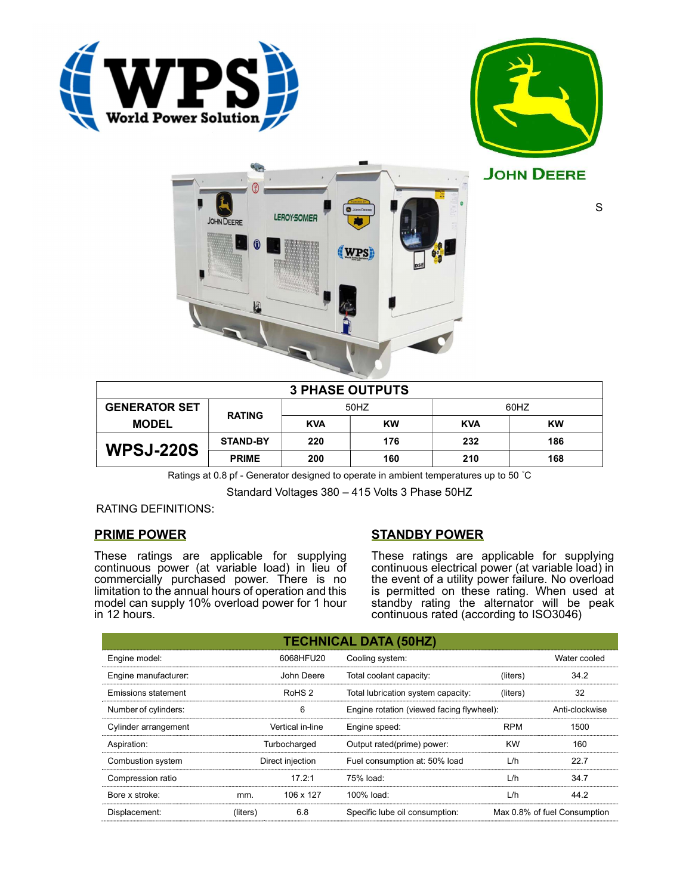WPS World Power Solution

JOHN DEERE

S

| 3 PHASE OUTPUTS | | | | | | |
|---|---|---|---|---|---|---|
| GENERATOR SET MODEL | RATING | 50HZ | | 60HZ | | |
| | | KVA | KW | KVA | KW | |
| WPSJ-220S | STAND-BY | 220 | 176 | 232 | 186 | |
| | PRIME | 200 | 160 | 210 | 168 | |

Ratings at 0.8 pf - Generator designed to operate in ambient temperatures up to 50 ˚C

Standard Voltages 380 – 415 Volts 3 Phase 50HZ

RATING DEFINITIONS:

## PRIME POWER

These ratings are applicable for supplying continuous power (at variable load) in lieu of commercially purchased power. There is no limitation to the annual hours of operation and this model can supply 10% overload power for 1 hour in 12 hours.

## STANDBY POWER

These ratings are applicable for supplying continuous electrical power (at variable load) in the event of a utility power failure. No overload is permitted on these rating. When used at standby rating the alternator will be peak continuous rated (according to ISO3046)

| TECHNICAL DATA (50HZ) | | | | | |
|---|---|---|---|---|---|
| Engine model: | | 6068HFU20 | Cooling system: | | Water cooled |
| Engine manufacturer: | | John Deere | Total coolant capacity: | (liters) | 34.2 |
| Emissions statement | | RoHS 2 | Total lubrication system capacity: | (liters) | 32 |
| Number of cylinders: | | 6 | Engine rotation (viewed facing flywheel): | | Anti-clockwise |
| Cylinder arrangement | | Vertical in-line | Engine speed: | RPM | 1500 |
| Aspiration: | | Turbocharged | Output rated(prime) power: | KW | 160 |
| Combustion system | | Direct injection | Fuel consumption at: 50% load | L/h | 22.7 |
| Compression ratio | | 17.2:1 | 75% load: | L/h | 34.7 |
| Bore x stroke: | mm. | 106 x 127 | 100% load: | L/h | 44.2 |
| Displacement: | (liters) | 6.8 | Specific lube oil consumption: | | Max 0.8% of fuel Consumption |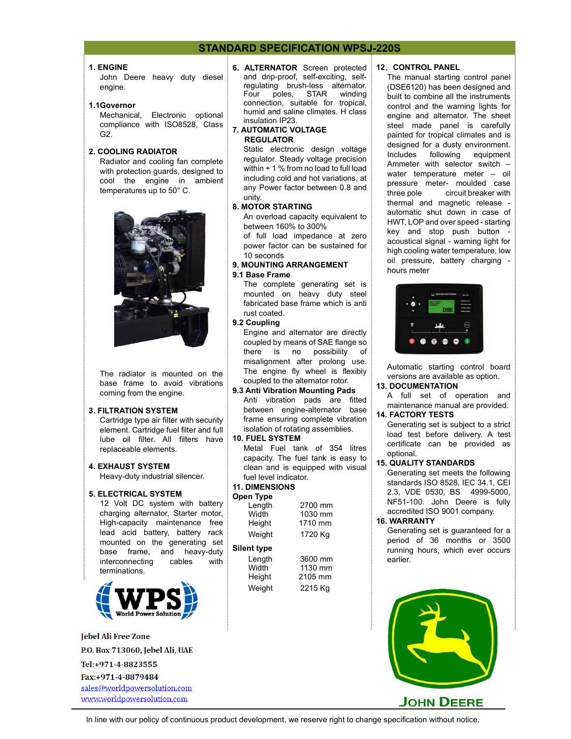# STANDARD SPECIFICATION WPSJ-220S

### 1. ENGINE

John Deere heavy duty diesel engine.

### 1.1Governor

Mechanical, Electronic optional compliance with ISO8528, Class G2.

### 2. COOLING RADIATOR

Radiator and cooling fan complete with protection guards, designed to cool the engine in ambient temperatures up to 50° C.

The radiator is mounted on the base frame to avoid vibrations coming from the engine.

### 3. FILTRATION SYSTEM

Cartridge type air filter with security element. Cartridge fuel filter and full lube oil filter. All filters have replaceable elements.

### 4. EXHAUST SYSTEM

Heavy-duty industrial silencer.

### 5. ELECTRICAL SYSTEM

12 Volt DC system with battery charging alternator, Starter motor, High-capacity maintenance free lead acid battery, battery rack mounted on the generating set base frame, and heavy-duty interconnecting cables with terminations.

Jebel Ali Free Zone
P.O. Box 713060, Jebel Ali, UAE
Tel:+971-4-8823555
Fax:+971-4-8879484
sales@worldpowersolution.com
www.worldpowersolution.com

### 6. ALTERNATOR

Screen protected and drip-proof, self-exciting, self-regulating brush-less alternator. Four poles, STAR winding connection, suitable for tropical, humid and saline climates. H class insulation IP23.

### 7. AUTOMATIC VOLTAGE REGULATOR

Static electronic design voltage regulator. Steady voltage precision within + 1 % from no load to full load including cold and hot variations, at any Power factor between 0.8 and unity.

### 8. MOTOR STARTING

An overload capacity equivalent to between 160% to 300% of full load impedance at zero power factor can be sustained for 10 seconds

### 9. MOUNTING ARRANGEMENT

### 9.1 Base Frame

The complete generating set is mounted on heavy duty steel fabricated base frame which is anti rust coated.

### 9.2 Coupling

Engine and alternator are directly coupled by means of SAE flange so there is no possibility of misalignment after prolong use. The engine fly wheel is flexibly coupled to the alternator rotor.

### 9.3 Anti Vibration Mounting Pads

Anti vibration pads are fitted between engine-alternator base frame ensuring complete vibration isolation of rotating assemblies.

### 10. FUEL SYSTEM

Metal Fuel tank of 354 litres capacity. The fuel tank is easy to clean and is equipped with visual fuel level indicator.

### 11. DIMENSIONS

**Open Type**

| | |
|---|---|
| Length | 2700 mm |
| Width | 1030 mm |
| Height | 1710 mm |
| Weight | 1720 Kg |

**Silent type**

| | |
|---|---|
| Length | 3600 mm |
| Width | 1130 mm |
| Height | 2105 mm |
| Weight | 2215 Kg |

### 12. CONTROL PANEL

The manual starting control panel (DSE6120) has been designed and built to combine all the instruments control and the warning lights for engine and alternator. The sheet steel made panel is carefully painted for tropical climates and is designed for a dusty environment. Includes following equipment Ammeter with selector switch – water temperature meter – oil pressure meter- moulded case three pole circuit breaker with thermal and magnetic release - automatic shut down in case of HWT, LOP and over speed - starting key and stop push button - acoustical signal - warning light for high cooling water temperature, low oil pressure, battery charging - hours meter

Automatic starting control board versions are available as option.

### 13. DOCUMENTATION

A full set of operation and maintenance manual are provided.

### 14. FACTORY TESTS

Generating set is subject to a strict load test before delivery. A test certificate can be provided as optional.

### 15. QUALITY STANDARDS

Generating set meets the following standards ISO 8528, IEC 34.1, CEI 2.3, VDE 0530, BS 4999-5000, NF51-100. John Deere is fully accredited ISO 9001 company.

### 16. WARRANTY

Generating set is guaranteed for a period of 36 months or 3500 running hours, which ever occurs earlier.

In line with our policy of continuous product development, we reserve right to change specification without notice.